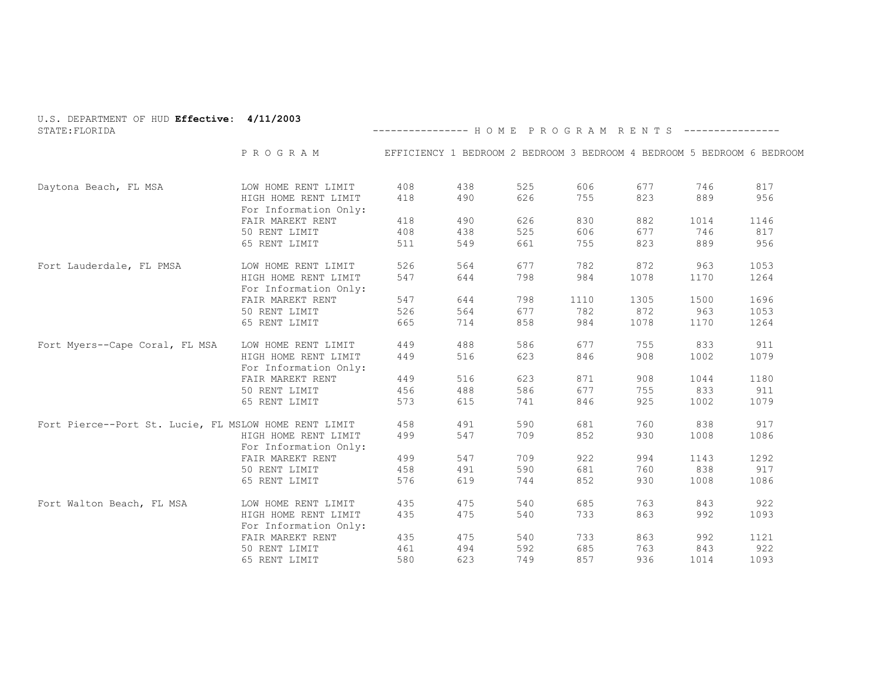U.S. DEPARTMENT OF HUD **Effective: 4/11/2003**
STATE:FLORIDA

## H O M E  P R O G R A M  R E N T S

| | P R O G R A M | EFFICIENCY | 1 BEDROOM | 2 BEDROOM | 3 BEDROOM | 4 BEDROOM | 5 BEDROOM | 6 BEDROOM |
|---|---|---|---|---|---|---|---|---|
| Daytona Beach, FL MSA | LOW HOME RENT LIMIT | 408 | 438 | 525 | 606 | 677 | 746 | 817 |
| | HIGH HOME RENT LIMIT | 418 | 490 | 626 | 755 | 823 | 889 | 956 |
| | For Information Only: | | | | | | | |
| | FAIR MAREKT RENT | 418 | 490 | 626 | 830 | 882 | 1014 | 1146 |
| | 50 RENT LIMIT | 408 | 438 | 525 | 606 | 677 | 746 | 817 |
| | 65 RENT LIMIT | 511 | 549 | 661 | 755 | 823 | 889 | 956 |
| Fort Lauderdale, FL PMSA | LOW HOME RENT LIMIT | 526 | 564 | 677 | 782 | 872 | 963 | 1053 |
| | HIGH HOME RENT LIMIT | 547 | 644 | 798 | 984 | 1078 | 1170 | 1264 |
| | For Information Only: | | | | | | | |
| | FAIR MAREKT RENT | 547 | 644 | 798 | 1110 | 1305 | 1500 | 1696 |
| | 50 RENT LIMIT | 526 | 564 | 677 | 782 | 872 | 963 | 1053 |
| | 65 RENT LIMIT | 665 | 714 | 858 | 984 | 1078 | 1170 | 1264 |
| Fort Myers--Cape Coral, FL MSA | LOW HOME RENT LIMIT | 449 | 488 | 586 | 677 | 755 | 833 | 911 |
| | HIGH HOME RENT LIMIT | 449 | 516 | 623 | 846 | 908 | 1002 | 1079 |
| | For Information Only: | | | | | | | |
| | FAIR MAREKT RENT | 449 | 516 | 623 | 871 | 908 | 1044 | 1180 |
| | 50 RENT LIMIT | 456 | 488 | 586 | 677 | 755 | 833 | 911 |
| | 65 RENT LIMIT | 573 | 615 | 741 | 846 | 925 | 1002 | 1079 |
| Fort Pierce--Port St. Lucie, FL MS | LOW HOME RENT LIMIT | 458 | 491 | 590 | 681 | 760 | 838 | 917 |
| | HIGH HOME RENT LIMIT | 499 | 547 | 709 | 852 | 930 | 1008 | 1086 |
| | For Information Only: | | | | | | | |
| | FAIR MAREKT RENT | 499 | 547 | 709 | 922 | 994 | 1143 | 1292 |
| | 50 RENT LIMIT | 458 | 491 | 590 | 681 | 760 | 838 | 917 |
| | 65 RENT LIMIT | 576 | 619 | 744 | 852 | 930 | 1008 | 1086 |
| Fort Walton Beach, FL MSA | LOW HOME RENT LIMIT | 435 | 475 | 540 | 685 | 763 | 843 | 922 |
| | HIGH HOME RENT LIMIT | 435 | 475 | 540 | 733 | 863 | 992 | 1093 |
| | For Information Only: | | | | | | | |
| | FAIR MAREKT RENT | 435 | 475 | 540 | 733 | 863 | 992 | 1121 |
| | 50 RENT LIMIT | 461 | 494 | 592 | 685 | 763 | 843 | 922 |
| | 65 RENT LIMIT | 580 | 623 | 749 | 857 | 936 | 1014 | 1093 |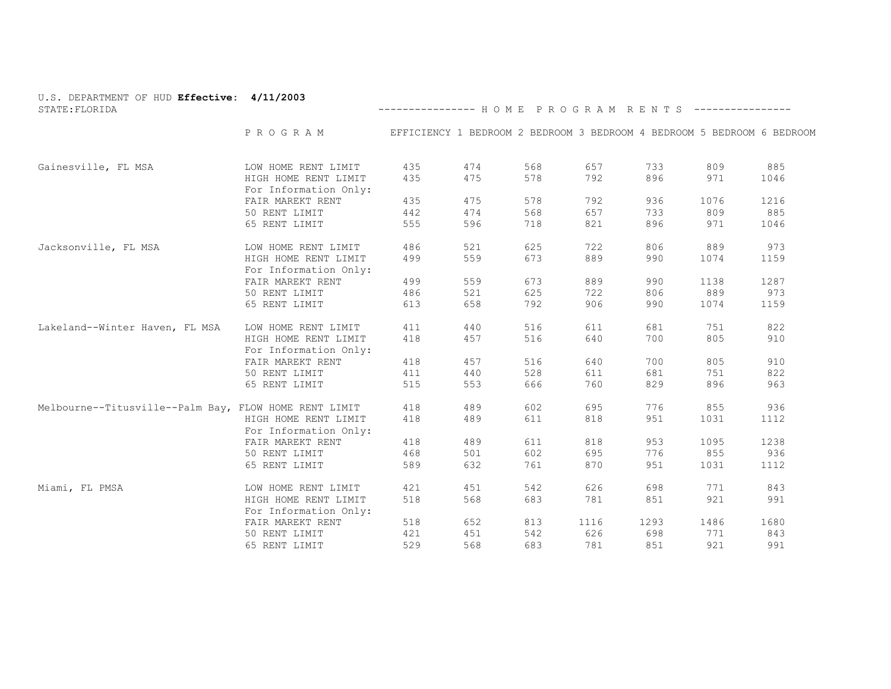U.S. DEPARTMENT OF HUD **Effective: 4/11/2003**
STATE:FLORIDA

---------------- H O M E  P R O G R A M  R E N T S ----------------

| | P R O G R A M | EFFICIENCY | 1 BEDROOM | 2 BEDROOM | 3 BEDROOM | 4 BEDROOM | 5 BEDROOM | 6 BEDROOM |
|---|---|---|---|---|---|---|---|---|
| Gainesville, FL MSA | LOW HOME RENT LIMIT | 435 | 474 | 568 | 657 | 733 | 809 | 885 |
| | HIGH HOME RENT LIMIT | 435 | 475 | 578 | 792 | 896 | 971 | 1046 |
| | For Information Only: | | | | | | | |
| | FAIR MAREKT RENT | 435 | 475 | 578 | 792 | 936 | 1076 | 1216 |
| | 50 RENT LIMIT | 442 | 474 | 568 | 657 | 733 | 809 | 885 |
| | 65 RENT LIMIT | 555 | 596 | 718 | 821 | 896 | 971 | 1046 |
| Jacksonville, FL MSA | LOW HOME RENT LIMIT | 486 | 521 | 625 | 722 | 806 | 889 | 973 |
| | HIGH HOME RENT LIMIT | 499 | 559 | 673 | 889 | 990 | 1074 | 1159 |
| | For Information Only: | | | | | | | |
| | FAIR MAREKT RENT | 499 | 559 | 673 | 889 | 990 | 1138 | 1287 |
| | 50 RENT LIMIT | 486 | 521 | 625 | 722 | 806 | 889 | 973 |
| | 65 RENT LIMIT | 613 | 658 | 792 | 906 | 990 | 1074 | 1159 |
| Lakeland--Winter Haven, FL MSA | LOW HOME RENT LIMIT | 411 | 440 | 516 | 611 | 681 | 751 | 822 |
| | HIGH HOME RENT LIMIT | 418 | 457 | 516 | 640 | 700 | 805 | 910 |
| | For Information Only: | | | | | | | |
| | FAIR MAREKT RENT | 418 | 457 | 516 | 640 | 700 | 805 | 910 |
| | 50 RENT LIMIT | 411 | 440 | 528 | 611 | 681 | 751 | 822 |
| | 65 RENT LIMIT | 515 | 553 | 666 | 760 | 829 | 896 | 963 |
| Melbourne--Titusville--Palm Bay, F | LOW HOME RENT LIMIT | 418 | 489 | 602 | 695 | 776 | 855 | 936 |
| | HIGH HOME RENT LIMIT | 418 | 489 | 611 | 818 | 951 | 1031 | 1112 |
| | For Information Only: | | | | | | | |
| | FAIR MAREKT RENT | 418 | 489 | 611 | 818 | 953 | 1095 | 1238 |
| | 50 RENT LIMIT | 468 | 501 | 602 | 695 | 776 | 855 | 936 |
| | 65 RENT LIMIT | 589 | 632 | 761 | 870 | 951 | 1031 | 1112 |
| Miami, FL PMSA | LOW HOME RENT LIMIT | 421 | 451 | 542 | 626 | 698 | 771 | 843 |
| | HIGH HOME RENT LIMIT | 518 | 568 | 683 | 781 | 851 | 921 | 991 |
| | For Information Only: | | | | | | | |
| | FAIR MAREKT RENT | 518 | 652 | 813 | 1116 | 1293 | 1486 | 1680 |
| | 50 RENT LIMIT | 421 | 451 | 542 | 626 | 698 | 771 | 843 |
| | 65 RENT LIMIT | 529 | 568 | 683 | 781 | 851 | 921 | 991 |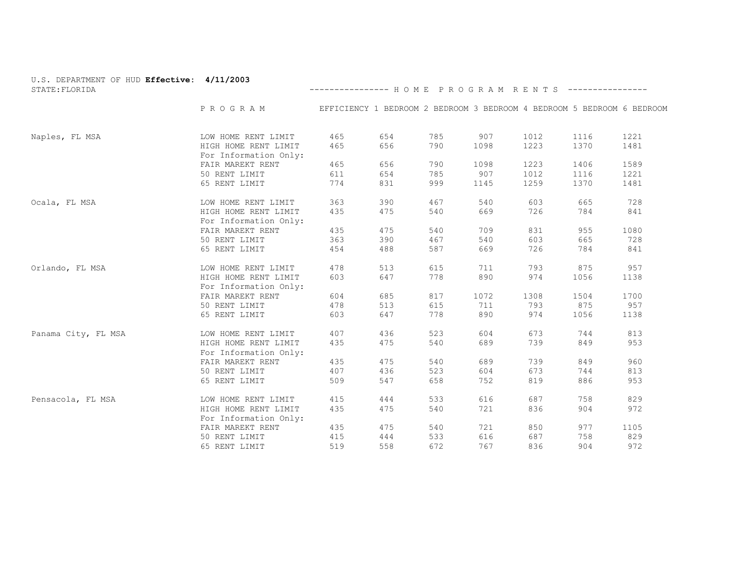U.S. DEPARTMENT OF HUD **Effective: 4/11/2003**
STATE:FLORIDA

---------------- H O M E  P R O G R A M  R E N T S ----------------

| | P R O G R A M | EFFICIENCY | 1 BEDROOM | 2 BEDROOM | 3 BEDROOM | 4 BEDROOM | 5 BEDROOM | 6 BEDROOM |
|---|---|---|---|---|---|---|---|---|
| Naples, FL MSA | LOW HOME RENT LIMIT | 465 | 654 | 785 | 907 | 1012 | 1116 | 1221 |
| | HIGH HOME RENT LIMIT | 465 | 656 | 790 | 1098 | 1223 | 1370 | 1481 |
| | For Information Only: | | | | | | | |
| | FAIR MAREKT RENT | 465 | 656 | 790 | 1098 | 1223 | 1406 | 1589 |
| | 50 RENT LIMIT | 611 | 654 | 785 | 907 | 1012 | 1116 | 1221 |
| | 65 RENT LIMIT | 774 | 831 | 999 | 1145 | 1259 | 1370 | 1481 |
| Ocala, FL MSA | LOW HOME RENT LIMIT | 363 | 390 | 467 | 540 | 603 | 665 | 728 |
| | HIGH HOME RENT LIMIT | 435 | 475 | 540 | 669 | 726 | 784 | 841 |
| | For Information Only: | | | | | | | |
| | FAIR MAREKT RENT | 435 | 475 | 540 | 709 | 831 | 955 | 1080 |
| | 50 RENT LIMIT | 363 | 390 | 467 | 540 | 603 | 665 | 728 |
| | 65 RENT LIMIT | 454 | 488 | 587 | 669 | 726 | 784 | 841 |
| Orlando, FL MSA | LOW HOME RENT LIMIT | 478 | 513 | 615 | 711 | 793 | 875 | 957 |
| | HIGH HOME RENT LIMIT | 603 | 647 | 778 | 890 | 974 | 1056 | 1138 |
| | For Information Only: | | | | | | | |
| | FAIR MAREKT RENT | 604 | 685 | 817 | 1072 | 1308 | 1504 | 1700 |
| | 50 RENT LIMIT | 478 | 513 | 615 | 711 | 793 | 875 | 957 |
| | 65 RENT LIMIT | 603 | 647 | 778 | 890 | 974 | 1056 | 1138 |
| Panama City, FL MSA | LOW HOME RENT LIMIT | 407 | 436 | 523 | 604 | 673 | 744 | 813 |
| | HIGH HOME RENT LIMIT | 435 | 475 | 540 | 689 | 739 | 849 | 953 |
| | For Information Only: | | | | | | | |
| | FAIR MAREKT RENT | 435 | 475 | 540 | 689 | 739 | 849 | 960 |
| | 50 RENT LIMIT | 407 | 436 | 523 | 604 | 673 | 744 | 813 |
| | 65 RENT LIMIT | 509 | 547 | 658 | 752 | 819 | 886 | 953 |
| Pensacola, FL MSA | LOW HOME RENT LIMIT | 415 | 444 | 533 | 616 | 687 | 758 | 829 |
| | HIGH HOME RENT LIMIT | 435 | 475 | 540 | 721 | 836 | 904 | 972 |
| | For Information Only: | | | | | | | |
| | FAIR MAREKT RENT | 435 | 475 | 540 | 721 | 850 | 977 | 1105 |
| | 50 RENT LIMIT | 415 | 444 | 533 | 616 | 687 | 758 | 829 |
| | 65 RENT LIMIT | 519 | 558 | 672 | 767 | 836 | 904 | 972 |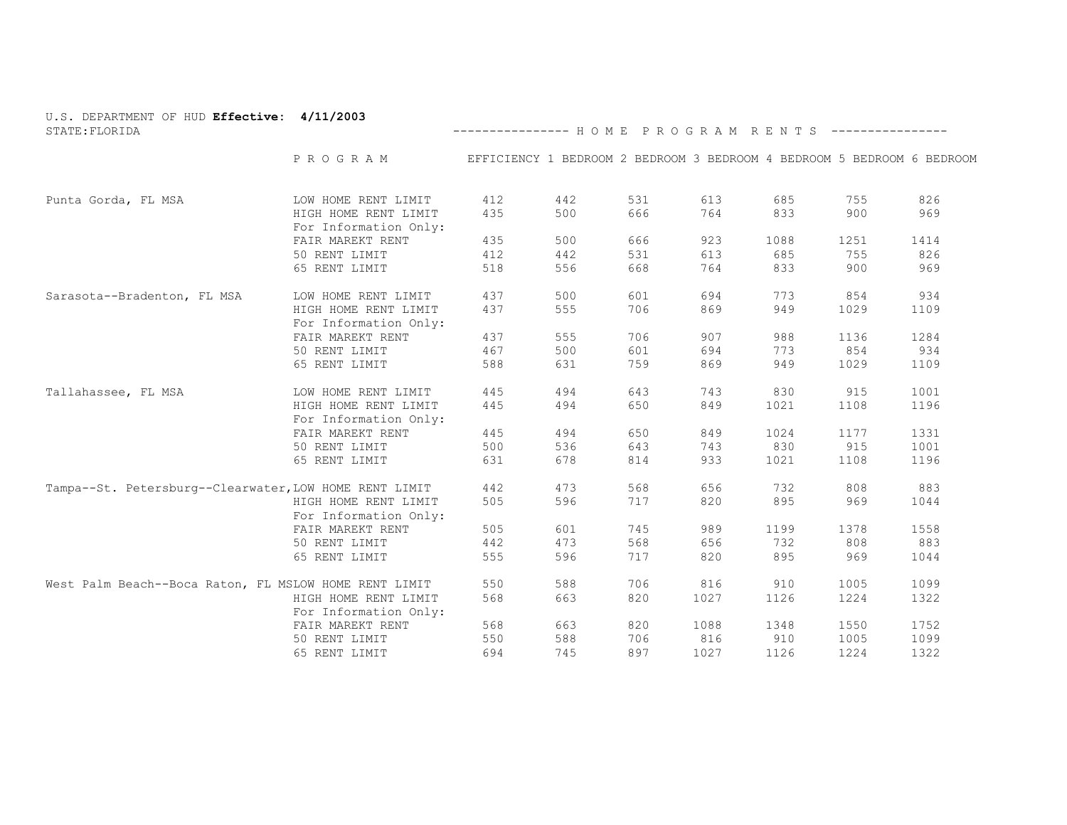U.S. DEPARTMENT OF HUD **Effective: 4/11/2003**
STATE:FLORIDA

---------------- H O M E P R O G R A M R E N T S ----------------

| | PROGRAM | EFFICIENCY | 1 BEDROOM | 2 BEDROOM | 3 BEDROOM | 4 BEDROOM | 5 BEDROOM | 6 BEDROOM |
|---|---|---|---|---|---|---|---|---|
| Punta Gorda, FL MSA | LOW HOME RENT LIMIT | 412 | 442 | 531 | 613 | 685 | 755 | 826 |
| | HIGH HOME RENT LIMIT | 435 | 500 | 666 | 764 | 833 | 900 | 969 |
| | For Information Only: | | | | | | | |
| | FAIR MAREKT RENT | 435 | 500 | 666 | 923 | 1088 | 1251 | 1414 |
| | 50 RENT LIMIT | 412 | 442 | 531 | 613 | 685 | 755 | 826 |
| | 65 RENT LIMIT | 518 | 556 | 668 | 764 | 833 | 900 | 969 |
| Sarasota--Bradenton, FL MSA | LOW HOME RENT LIMIT | 437 | 500 | 601 | 694 | 773 | 854 | 934 |
| | HIGH HOME RENT LIMIT | 437 | 555 | 706 | 869 | 949 | 1029 | 1109 |
| | For Information Only: | | | | | | | |
| | FAIR MAREKT RENT | 437 | 555 | 706 | 907 | 988 | 1136 | 1284 |
| | 50 RENT LIMIT | 467 | 500 | 601 | 694 | 773 | 854 | 934 |
| | 65 RENT LIMIT | 588 | 631 | 759 | 869 | 949 | 1029 | 1109 |
| Tallahassee, FL MSA | LOW HOME RENT LIMIT | 445 | 494 | 643 | 743 | 830 | 915 | 1001 |
| | HIGH HOME RENT LIMIT | 445 | 494 | 650 | 849 | 1021 | 1108 | 1196 |
| | For Information Only: | | | | | | | |
| | FAIR MAREKT RENT | 445 | 494 | 650 | 849 | 1024 | 1177 | 1331 |
| | 50 RENT LIMIT | 500 | 536 | 643 | 743 | 830 | 915 | 1001 |
| | 65 RENT LIMIT | 631 | 678 | 814 | 933 | 1021 | 1108 | 1196 |
| Tampa--St. Petersburg--Clearwater, | LOW HOME RENT LIMIT | 442 | 473 | 568 | 656 | 732 | 808 | 883 |
| | HIGH HOME RENT LIMIT | 505 | 596 | 717 | 820 | 895 | 969 | 1044 |
| | For Information Only: | | | | | | | |
| | FAIR MAREKT RENT | 505 | 601 | 745 | 989 | 1199 | 1378 | 1558 |
| | 50 RENT LIMIT | 442 | 473 | 568 | 656 | 732 | 808 | 883 |
| | 65 RENT LIMIT | 555 | 596 | 717 | 820 | 895 | 969 | 1044 |
| West Palm Beach--Boca Raton, FL MS | LOW HOME RENT LIMIT | 550 | 588 | 706 | 816 | 910 | 1005 | 1099 |
| | HIGH HOME RENT LIMIT | 568 | 663 | 820 | 1027 | 1126 | 1224 | 1322 |
| | For Information Only: | | | | | | | |
| | FAIR MAREKT RENT | 568 | 663 | 820 | 1088 | 1348 | 1550 | 1752 |
| | 50 RENT LIMIT | 550 | 588 | 706 | 816 | 910 | 1005 | 1099 |
| | 65 RENT LIMIT | 694 | 745 | 897 | 1027 | 1126 | 1224 | 1322 |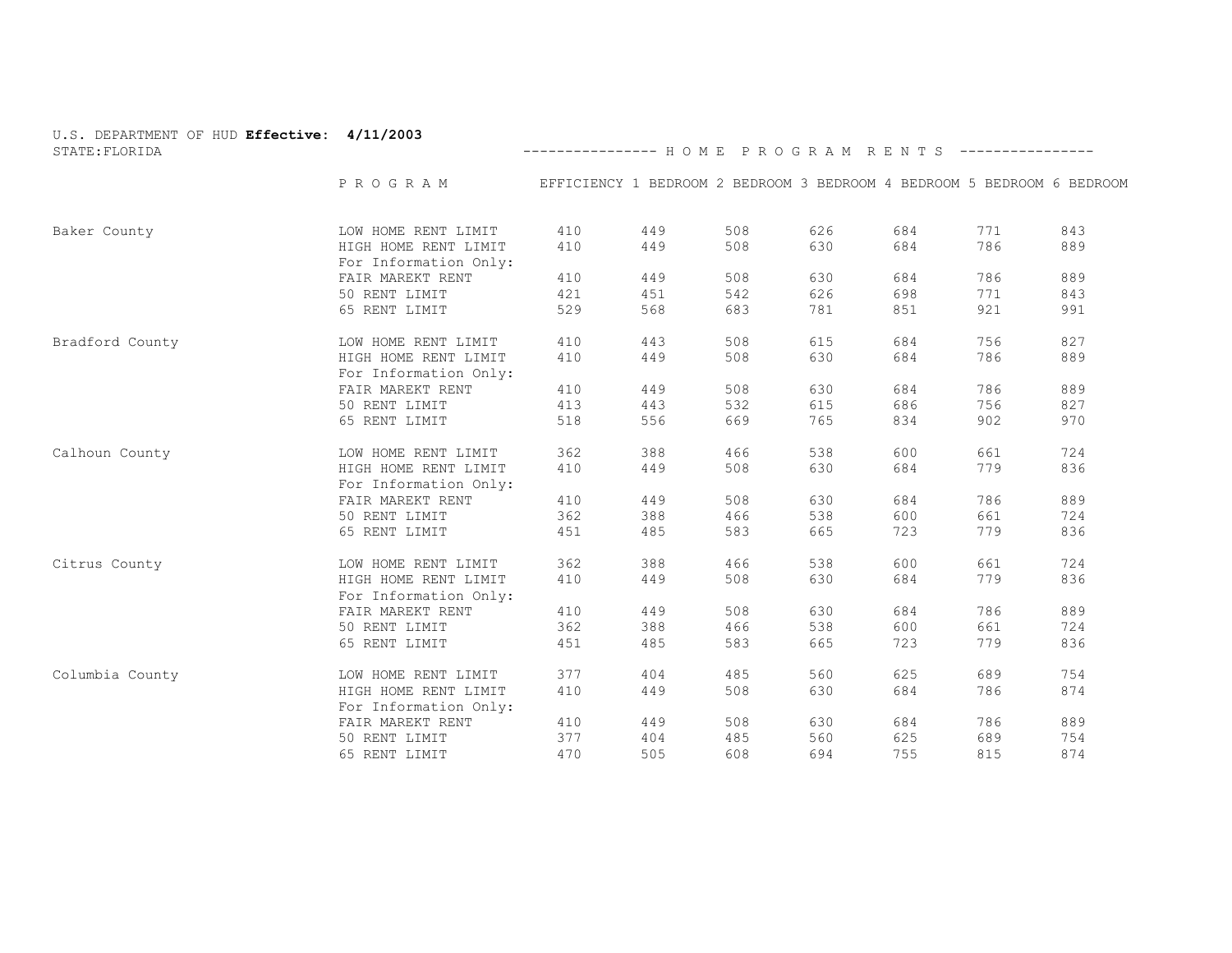U.S. DEPARTMENT OF HUD **Effective: 4/11/2003**
STATE:FLORIDA

---------------- H O M E  P R O G R A M  R E N T S ----------------

| | P R O G R A M | EFFICIENCY | 1 BEDROOM | 2 BEDROOM | 3 BEDROOM | 4 BEDROOM | 5 BEDROOM | 6 BEDROOM |
|---|---|---|---|---|---|---|---|---|
| Baker County | LOW HOME RENT LIMIT | 410 | 449 | 508 | 626 | 684 | 771 | 843 |
| | HIGH HOME RENT LIMIT | 410 | 449 | 508 | 630 | 684 | 786 | 889 |
| | For Information Only: | | | | | | | |
| | FAIR MAREKT RENT | 410 | 449 | 508 | 630 | 684 | 786 | 889 |
| | 50 RENT LIMIT | 421 | 451 | 542 | 626 | 698 | 771 | 843 |
| | 65 RENT LIMIT | 529 | 568 | 683 | 781 | 851 | 921 | 991 |
| Bradford County | LOW HOME RENT LIMIT | 410 | 443 | 508 | 615 | 684 | 756 | 827 |
| | HIGH HOME RENT LIMIT | 410 | 449 | 508 | 630 | 684 | 786 | 889 |
| | For Information Only: | | | | | | | |
| | FAIR MAREKT RENT | 410 | 449 | 508 | 630 | 684 | 786 | 889 |
| | 50 RENT LIMIT | 413 | 443 | 532 | 615 | 686 | 756 | 827 |
| | 65 RENT LIMIT | 518 | 556 | 669 | 765 | 834 | 902 | 970 |
| Calhoun County | LOW HOME RENT LIMIT | 362 | 388 | 466 | 538 | 600 | 661 | 724 |
| | HIGH HOME RENT LIMIT | 410 | 449 | 508 | 630 | 684 | 779 | 836 |
| | For Information Only: | | | | | | | |
| | FAIR MAREKT RENT | 410 | 449 | 508 | 630 | 684 | 786 | 889 |
| | 50 RENT LIMIT | 362 | 388 | 466 | 538 | 600 | 661 | 724 |
| | 65 RENT LIMIT | 451 | 485 | 583 | 665 | 723 | 779 | 836 |
| Citrus County | LOW HOME RENT LIMIT | 362 | 388 | 466 | 538 | 600 | 661 | 724 |
| | HIGH HOME RENT LIMIT | 410 | 449 | 508 | 630 | 684 | 779 | 836 |
| | For Information Only: | | | | | | | |
| | FAIR MAREKT RENT | 410 | 449 | 508 | 630 | 684 | 786 | 889 |
| | 50 RENT LIMIT | 362 | 388 | 466 | 538 | 600 | 661 | 724 |
| | 65 RENT LIMIT | 451 | 485 | 583 | 665 | 723 | 779 | 836 |
| Columbia County | LOW HOME RENT LIMIT | 377 | 404 | 485 | 560 | 625 | 689 | 754 |
| | HIGH HOME RENT LIMIT | 410 | 449 | 508 | 630 | 684 | 786 | 874 |
| | For Information Only: | | | | | | | |
| | FAIR MAREKT RENT | 410 | 449 | 508 | 630 | 684 | 786 | 889 |
| | 50 RENT LIMIT | 377 | 404 | 485 | 560 | 625 | 689 | 754 |
| | 65 RENT LIMIT | 470 | 505 | 608 | 694 | 755 | 815 | 874 |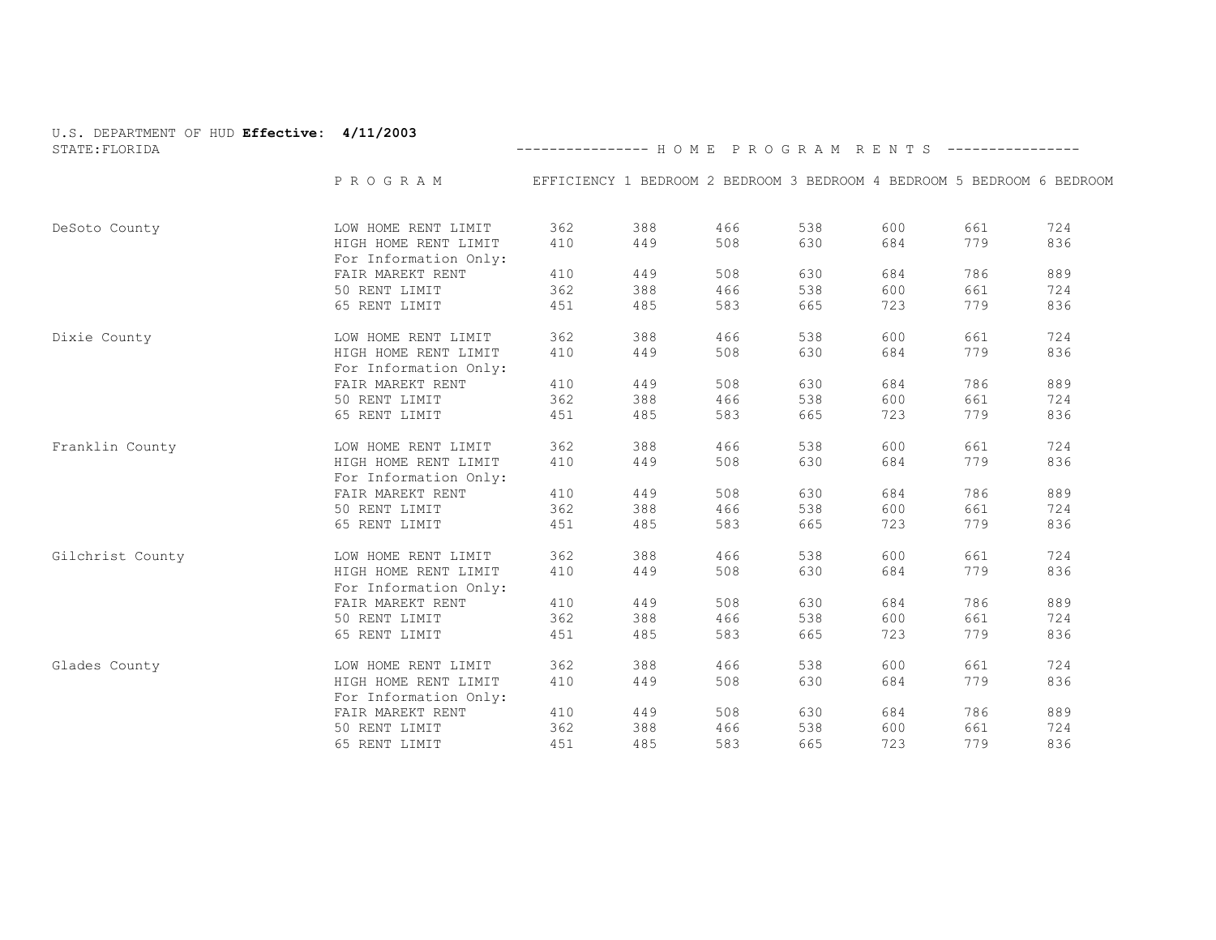U.S. DEPARTMENT OF HUD **Effective: 4/11/2003**
STATE:FLORIDA

---------------- H O M E   P R O G R A M   R E N T S ----------------

| | P R O G R A M | EFFICIENCY | 1 BEDROOM | 2 BEDROOM | 3 BEDROOM | 4 BEDROOM | 5 BEDROOM | 6 BEDROOM |
|---|---|---|---|---|---|---|---|---|
| DeSoto County | LOW HOME RENT LIMIT | 362 | 388 | 466 | 538 | 600 | 661 | 724 |
| | HIGH HOME RENT LIMIT | 410 | 449 | 508 | 630 | 684 | 779 | 836 |
| | For Information Only: | | | | | | | |
| | FAIR MAREKT RENT | 410 | 449 | 508 | 630 | 684 | 786 | 889 |
| | 50 RENT LIMIT | 362 | 388 | 466 | 538 | 600 | 661 | 724 |
| | 65 RENT LIMIT | 451 | 485 | 583 | 665 | 723 | 779 | 836 |
| Dixie County | LOW HOME RENT LIMIT | 362 | 388 | 466 | 538 | 600 | 661 | 724 |
| | HIGH HOME RENT LIMIT | 410 | 449 | 508 | 630 | 684 | 779 | 836 |
| | For Information Only: | | | | | | | |
| | FAIR MAREKT RENT | 410 | 449 | 508 | 630 | 684 | 786 | 889 |
| | 50 RENT LIMIT | 362 | 388 | 466 | 538 | 600 | 661 | 724 |
| | 65 RENT LIMIT | 451 | 485 | 583 | 665 | 723 | 779 | 836 |
| Franklin County | LOW HOME RENT LIMIT | 362 | 388 | 466 | 538 | 600 | 661 | 724 |
| | HIGH HOME RENT LIMIT | 410 | 449 | 508 | 630 | 684 | 779 | 836 |
| | For Information Only: | | | | | | | |
| | FAIR MAREKT RENT | 410 | 449 | 508 | 630 | 684 | 786 | 889 |
| | 50 RENT LIMIT | 362 | 388 | 466 | 538 | 600 | 661 | 724 |
| | 65 RENT LIMIT | 451 | 485 | 583 | 665 | 723 | 779 | 836 |
| Gilchrist County | LOW HOME RENT LIMIT | 362 | 388 | 466 | 538 | 600 | 661 | 724 |
| | HIGH HOME RENT LIMIT | 410 | 449 | 508 | 630 | 684 | 779 | 836 |
| | For Information Only: | | | | | | | |
| | FAIR MAREKT RENT | 410 | 449 | 508 | 630 | 684 | 786 | 889 |
| | 50 RENT LIMIT | 362 | 388 | 466 | 538 | 600 | 661 | 724 |
| | 65 RENT LIMIT | 451 | 485 | 583 | 665 | 723 | 779 | 836 |
| Glades County | LOW HOME RENT LIMIT | 362 | 388 | 466 | 538 | 600 | 661 | 724 |
| | HIGH HOME RENT LIMIT | 410 | 449 | 508 | 630 | 684 | 779 | 836 |
| | For Information Only: | | | | | | | |
| | FAIR MAREKT RENT | 410 | 449 | 508 | 630 | 684 | 786 | 889 |
| | 50 RENT LIMIT | 362 | 388 | 466 | 538 | 600 | 661 | 724 |
| | 65 RENT LIMIT | 451 | 485 | 583 | 665 | 723 | 779 | 836 |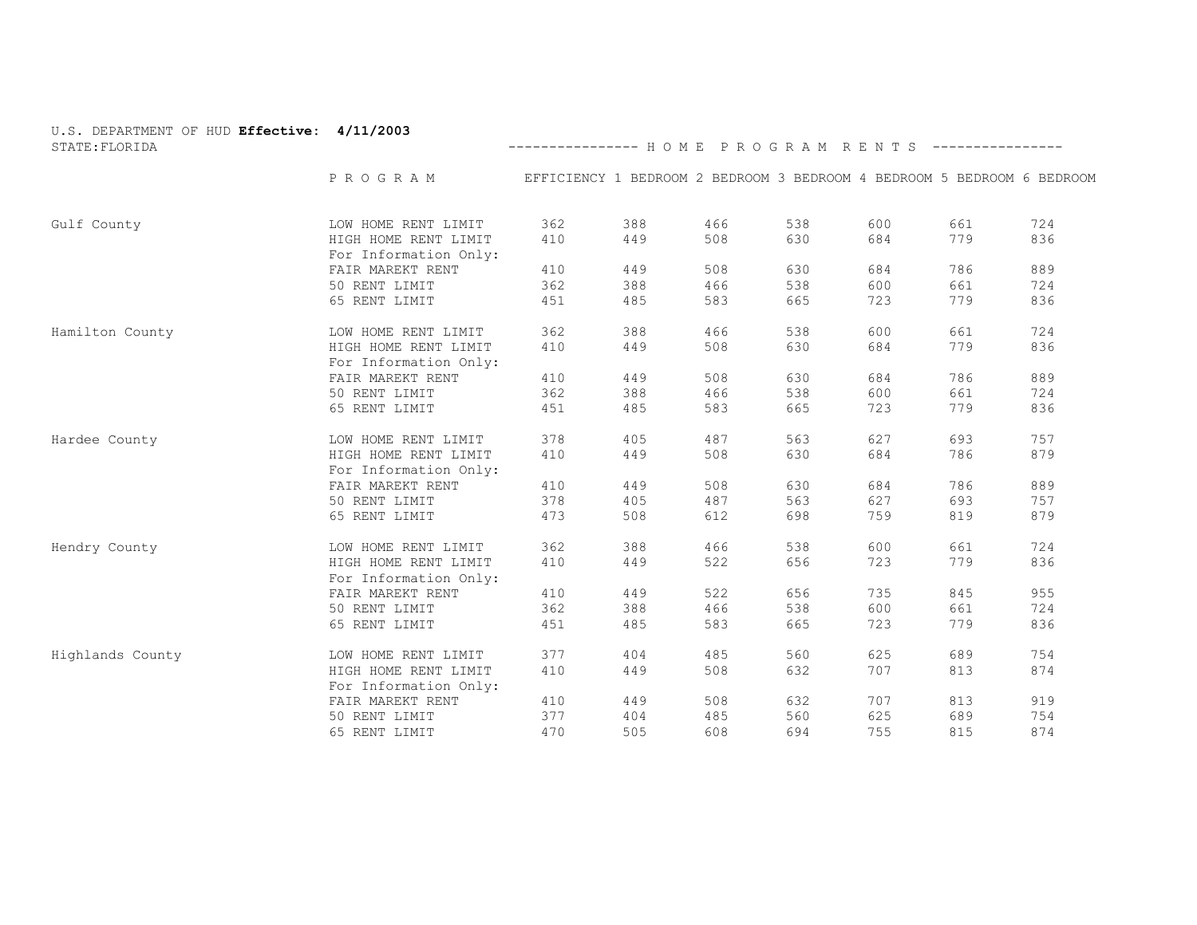U.S. DEPARTMENT OF HUD **Effective: 4/11/2003**
STATE:FLORIDA

---------------- H O M E P R O G R A M R E N T S ----------------

| | P R O G R A M | EFFICIENCY | 1 BEDROOM | 2 BEDROOM | 3 BEDROOM | 4 BEDROOM | 5 BEDROOM | 6 BEDROOM |
|---|---|---|---|---|---|---|---|---|
| Gulf County | LOW HOME RENT LIMIT | 362 | 388 | 466 | 538 | 600 | 661 | 724 |
| | HIGH HOME RENT LIMIT | 410 | 449 | 508 | 630 | 684 | 779 | 836 |
| | For Information Only: | | | | | | | |
| | FAIR MAREKT RENT | 410 | 449 | 508 | 630 | 684 | 786 | 889 |
| | 50 RENT LIMIT | 362 | 388 | 466 | 538 | 600 | 661 | 724 |
| | 65 RENT LIMIT | 451 | 485 | 583 | 665 | 723 | 779 | 836 |
| Hamilton County | LOW HOME RENT LIMIT | 362 | 388 | 466 | 538 | 600 | 661 | 724 |
| | HIGH HOME RENT LIMIT | 410 | 449 | 508 | 630 | 684 | 779 | 836 |
| | For Information Only: | | | | | | | |
| | FAIR MAREKT RENT | 410 | 449 | 508 | 630 | 684 | 786 | 889 |
| | 50 RENT LIMIT | 362 | 388 | 466 | 538 | 600 | 661 | 724 |
| | 65 RENT LIMIT | 451 | 485 | 583 | 665 | 723 | 779 | 836 |
| Hardee County | LOW HOME RENT LIMIT | 378 | 405 | 487 | 563 | 627 | 693 | 757 |
| | HIGH HOME RENT LIMIT | 410 | 449 | 508 | 630 | 684 | 786 | 879 |
| | For Information Only: | | | | | | | |
| | FAIR MAREKT RENT | 410 | 449 | 508 | 630 | 684 | 786 | 889 |
| | 50 RENT LIMIT | 378 | 405 | 487 | 563 | 627 | 693 | 757 |
| | 65 RENT LIMIT | 473 | 508 | 612 | 698 | 759 | 819 | 879 |
| Hendry County | LOW HOME RENT LIMIT | 362 | 388 | 466 | 538 | 600 | 661 | 724 |
| | HIGH HOME RENT LIMIT | 410 | 449 | 522 | 656 | 723 | 779 | 836 |
| | For Information Only: | | | | | | | |
| | FAIR MAREKT RENT | 410 | 449 | 522 | 656 | 735 | 845 | 955 |
| | 50 RENT LIMIT | 362 | 388 | 466 | 538 | 600 | 661 | 724 |
| | 65 RENT LIMIT | 451 | 485 | 583 | 665 | 723 | 779 | 836 |
| Highlands County | LOW HOME RENT LIMIT | 377 | 404 | 485 | 560 | 625 | 689 | 754 |
| | HIGH HOME RENT LIMIT | 410 | 449 | 508 | 632 | 707 | 813 | 874 |
| | For Information Only: | | | | | | | |
| | FAIR MAREKT RENT | 410 | 449 | 508 | 632 | 707 | 813 | 919 |
| | 50 RENT LIMIT | 377 | 404 | 485 | 560 | 625 | 689 | 754 |
| | 65 RENT LIMIT | 470 | 505 | 608 | 694 | 755 | 815 | 874 |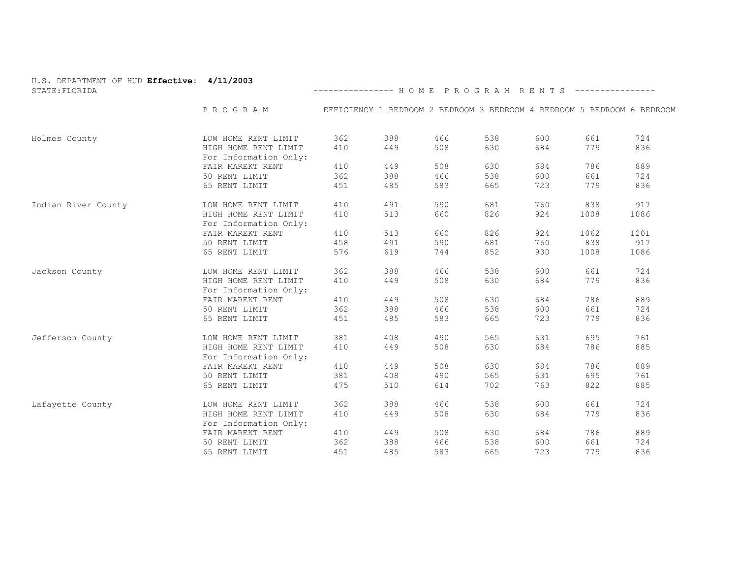U.S. DEPARTMENT OF HUD **Effective: 4/11/2003**

STATE:FLORIDA

---------------- H O M E P R O G R A M R E N T S ----------------

| | P R O G R A M | EFFICIENCY | 1 BEDROOM | 2 BEDROOM | 3 BEDROOM | 4 BEDROOM | 5 BEDROOM | 6 BEDROOM |
|---|---|---|---|---|---|---|---|---|
| Holmes County | LOW HOME RENT LIMIT | 362 | 388 | 466 | 538 | 600 | 661 | 724 |
| | HIGH HOME RENT LIMIT | 410 | 449 | 508 | 630 | 684 | 779 | 836 |
| | For Information Only: | | | | | | | |
| | FAIR MAREKT RENT | 410 | 449 | 508 | 630 | 684 | 786 | 889 |
| | 50 RENT LIMIT | 362 | 388 | 466 | 538 | 600 | 661 | 724 |
| | 65 RENT LIMIT | 451 | 485 | 583 | 665 | 723 | 779 | 836 |
| Indian River County | LOW HOME RENT LIMIT | 410 | 491 | 590 | 681 | 760 | 838 | 917 |
| | HIGH HOME RENT LIMIT | 410 | 513 | 660 | 826 | 924 | 1008 | 1086 |
| | For Information Only: | | | | | | | |
| | FAIR MAREKT RENT | 410 | 513 | 660 | 826 | 924 | 1062 | 1201 |
| | 50 RENT LIMIT | 458 | 491 | 590 | 681 | 760 | 838 | 917 |
| | 65 RENT LIMIT | 576 | 619 | 744 | 852 | 930 | 1008 | 1086 |
| Jackson County | LOW HOME RENT LIMIT | 362 | 388 | 466 | 538 | 600 | 661 | 724 |
| | HIGH HOME RENT LIMIT | 410 | 449 | 508 | 630 | 684 | 779 | 836 |
| | For Information Only: | | | | | | | |
| | FAIR MAREKT RENT | 410 | 449 | 508 | 630 | 684 | 786 | 889 |
| | 50 RENT LIMIT | 362 | 388 | 466 | 538 | 600 | 661 | 724 |
| | 65 RENT LIMIT | 451 | 485 | 583 | 665 | 723 | 779 | 836 |
| Jefferson County | LOW HOME RENT LIMIT | 381 | 408 | 490 | 565 | 631 | 695 | 761 |
| | HIGH HOME RENT LIMIT | 410 | 449 | 508 | 630 | 684 | 786 | 885 |
| | For Information Only: | | | | | | | |
| | FAIR MAREKT RENT | 410 | 449 | 508 | 630 | 684 | 786 | 889 |
| | 50 RENT LIMIT | 381 | 408 | 490 | 565 | 631 | 695 | 761 |
| | 65 RENT LIMIT | 475 | 510 | 614 | 702 | 763 | 822 | 885 |
| Lafayette County | LOW HOME RENT LIMIT | 362 | 388 | 466 | 538 | 600 | 661 | 724 |
| | HIGH HOME RENT LIMIT | 410 | 449 | 508 | 630 | 684 | 779 | 836 |
| | For Information Only: | | | | | | | |
| | FAIR MAREKT RENT | 410 | 449 | 508 | 630 | 684 | 786 | 889 |
| | 50 RENT LIMIT | 362 | 388 | 466 | 538 | 600 | 661 | 724 |
| | 65 RENT LIMIT | 451 | 485 | 583 | 665 | 723 | 779 | 836 |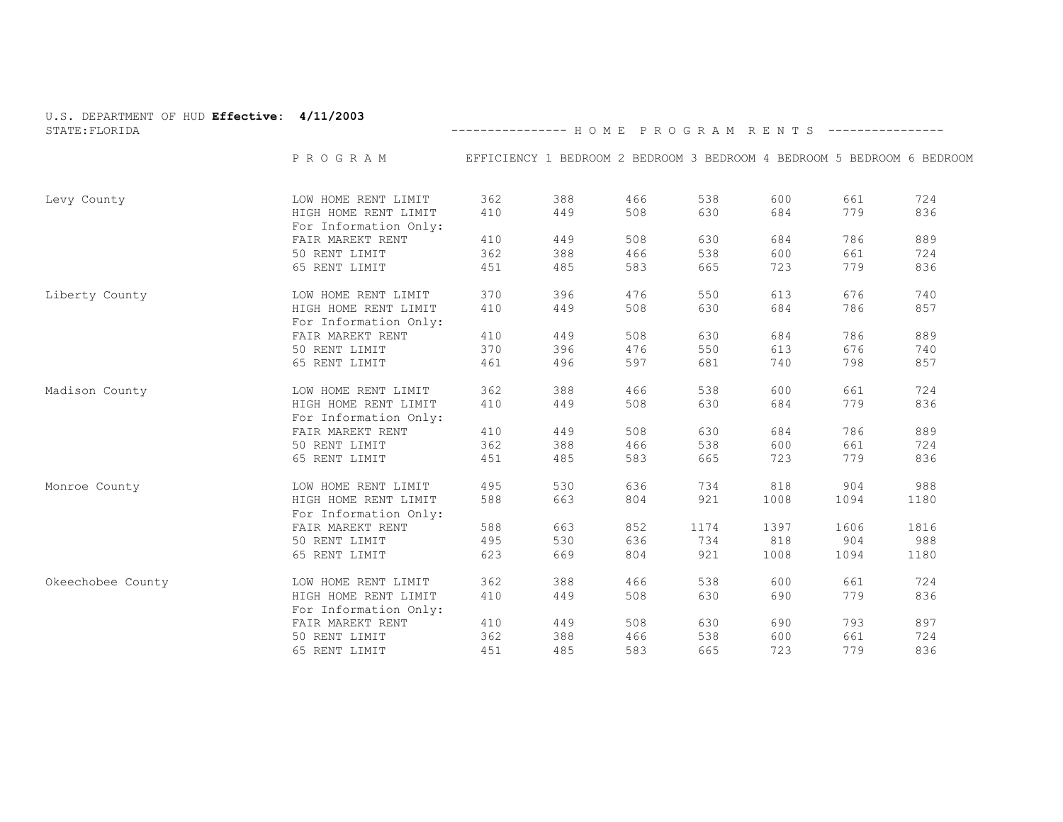U.S. DEPARTMENT OF HUD **Effective: 4/11/2003**
STATE:FLORIDA

---------------- H O M E  P R O G R A M  R E N T S ----------------

| | P R O G R A M | EFFICIENCY | 1 BEDROOM | 2 BEDROOM | 3 BEDROOM | 4 BEDROOM | 5 BEDROOM | 6 BEDROOM |
|---|---|---|---|---|---|---|---|---|
| Levy County | LOW HOME RENT LIMIT | 362 | 388 | 466 | 538 | 600 | 661 | 724 |
| | HIGH HOME RENT LIMIT | 410 | 449 | 508 | 630 | 684 | 779 | 836 |
| | For Information Only: | | | | | | | |
| | FAIR MAREKT RENT | 410 | 449 | 508 | 630 | 684 | 786 | 889 |
| | 50 RENT LIMIT | 362 | 388 | 466 | 538 | 600 | 661 | 724 |
| | 65 RENT LIMIT | 451 | 485 | 583 | 665 | 723 | 779 | 836 |
| Liberty County | LOW HOME RENT LIMIT | 370 | 396 | 476 | 550 | 613 | 676 | 740 |
| | HIGH HOME RENT LIMIT | 410 | 449 | 508 | 630 | 684 | 786 | 857 |
| | For Information Only: | | | | | | | |
| | FAIR MAREKT RENT | 410 | 449 | 508 | 630 | 684 | 786 | 889 |
| | 50 RENT LIMIT | 370 | 396 | 476 | 550 | 613 | 676 | 740 |
| | 65 RENT LIMIT | 461 | 496 | 597 | 681 | 740 | 798 | 857 |
| Madison County | LOW HOME RENT LIMIT | 362 | 388 | 466 | 538 | 600 | 661 | 724 |
| | HIGH HOME RENT LIMIT | 410 | 449 | 508 | 630 | 684 | 779 | 836 |
| | For Information Only: | | | | | | | |
| | FAIR MAREKT RENT | 410 | 449 | 508 | 630 | 684 | 786 | 889 |
| | 50 RENT LIMIT | 362 | 388 | 466 | 538 | 600 | 661 | 724 |
| | 65 RENT LIMIT | 451 | 485 | 583 | 665 | 723 | 779 | 836 |
| Monroe County | LOW HOME RENT LIMIT | 495 | 530 | 636 | 734 | 818 | 904 | 988 |
| | HIGH HOME RENT LIMIT | 588 | 663 | 804 | 921 | 1008 | 1094 | 1180 |
| | For Information Only: | | | | | | | |
| | FAIR MAREKT RENT | 588 | 663 | 852 | 1174 | 1397 | 1606 | 1816 |
| | 50 RENT LIMIT | 495 | 530 | 636 | 734 | 818 | 904 | 988 |
| | 65 RENT LIMIT | 623 | 669 | 804 | 921 | 1008 | 1094 | 1180 |
| Okeechobee County | LOW HOME RENT LIMIT | 362 | 388 | 466 | 538 | 600 | 661 | 724 |
| | HIGH HOME RENT LIMIT | 410 | 449 | 508 | 630 | 690 | 779 | 836 |
| | For Information Only: | | | | | | | |
| | FAIR MAREKT RENT | 410 | 449 | 508 | 630 | 690 | 793 | 897 |
| | 50 RENT LIMIT | 362 | 388 | 466 | 538 | 600 | 661 | 724 |
| | 65 RENT LIMIT | 451 | 485 | 583 | 665 | 723 | 779 | 836 |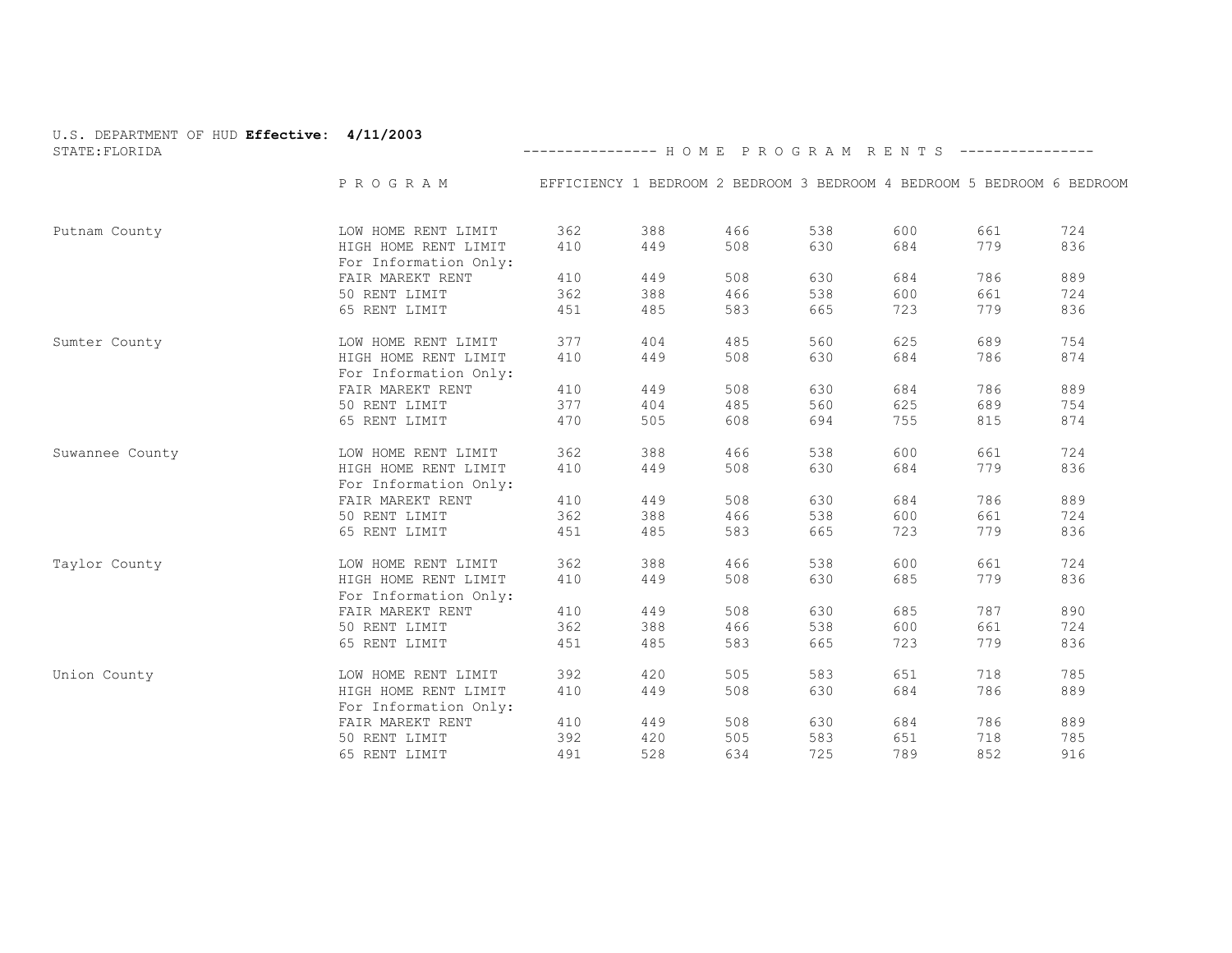U.S. DEPARTMENT OF HUD **Effective: 4/11/2003**
STATE:FLORIDA

---------------- H O M E  P R O G R A M  R E N T S ----------------

| | P R O G R A M | EFFICIENCY | 1 BEDROOM | 2 BEDROOM | 3 BEDROOM | 4 BEDROOM | 5 BEDROOM | 6 BEDROOM |
|---|---|---|---|---|---|---|---|---|
| Putnam County | LOW HOME RENT LIMIT | 362 | 388 | 466 | 538 | 600 | 661 | 724 |
| | HIGH HOME RENT LIMIT | 410 | 449 | 508 | 630 | 684 | 779 | 836 |
| | For Information Only: | | | | | | | |
| | FAIR MAREKT RENT | 410 | 449 | 508 | 630 | 684 | 786 | 889 |
| | 50 RENT LIMIT | 362 | 388 | 466 | 538 | 600 | 661 | 724 |
| | 65 RENT LIMIT | 451 | 485 | 583 | 665 | 723 | 779 | 836 |
| Sumter County | LOW HOME RENT LIMIT | 377 | 404 | 485 | 560 | 625 | 689 | 754 |
| | HIGH HOME RENT LIMIT | 410 | 449 | 508 | 630 | 684 | 786 | 874 |
| | For Information Only: | | | | | | | |
| | FAIR MAREKT RENT | 410 | 449 | 508 | 630 | 684 | 786 | 889 |
| | 50 RENT LIMIT | 377 | 404 | 485 | 560 | 625 | 689 | 754 |
| | 65 RENT LIMIT | 470 | 505 | 608 | 694 | 755 | 815 | 874 |
| Suwannee County | LOW HOME RENT LIMIT | 362 | 388 | 466 | 538 | 600 | 661 | 724 |
| | HIGH HOME RENT LIMIT | 410 | 449 | 508 | 630 | 684 | 779 | 836 |
| | For Information Only: | | | | | | | |
| | FAIR MAREKT RENT | 410 | 449 | 508 | 630 | 684 | 786 | 889 |
| | 50 RENT LIMIT | 362 | 388 | 466 | 538 | 600 | 661 | 724 |
| | 65 RENT LIMIT | 451 | 485 | 583 | 665 | 723 | 779 | 836 |
| Taylor County | LOW HOME RENT LIMIT | 362 | 388 | 466 | 538 | 600 | 661 | 724 |
| | HIGH HOME RENT LIMIT | 410 | 449 | 508 | 630 | 685 | 779 | 836 |
| | For Information Only: | | | | | | | |
| | FAIR MAREKT RENT | 410 | 449 | 508 | 630 | 685 | 787 | 890 |
| | 50 RENT LIMIT | 362 | 388 | 466 | 538 | 600 | 661 | 724 |
| | 65 RENT LIMIT | 451 | 485 | 583 | 665 | 723 | 779 | 836 |
| Union County | LOW HOME RENT LIMIT | 392 | 420 | 505 | 583 | 651 | 718 | 785 |
| | HIGH HOME RENT LIMIT | 410 | 449 | 508 | 630 | 684 | 786 | 889 |
| | For Information Only: | | | | | | | |
| | FAIR MAREKT RENT | 410 | 449 | 508 | 630 | 684 | 786 | 889 |
| | 50 RENT LIMIT | 392 | 420 | 505 | 583 | 651 | 718 | 785 |
| | 65 RENT LIMIT | 491 | 528 | 634 | 725 | 789 | 852 | 916 |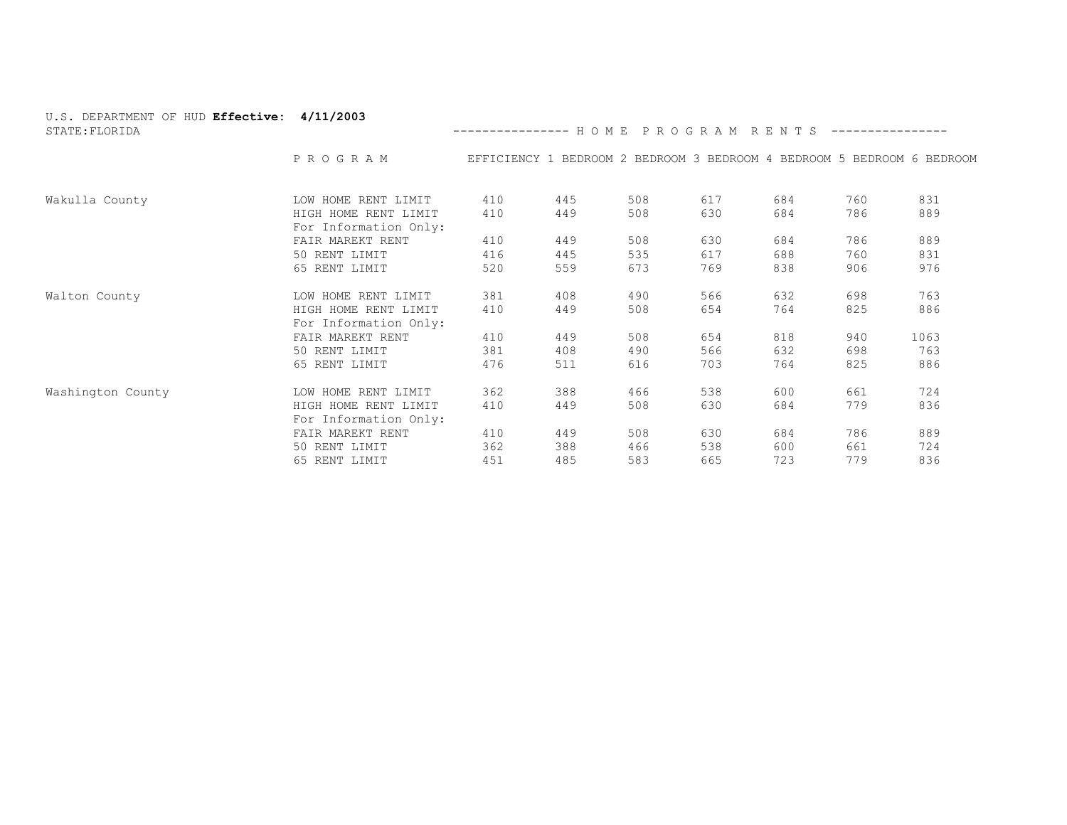U.S. DEPARTMENT OF HUD **Effective: 4/11/2003**
STATE:FLORIDA

---------------- H O M E  P R O G R A M  R E N T S ----------------

| | P R O G R A M | EFFICIENCY | 1 BEDROOM | 2 BEDROOM | 3 BEDROOM | 4 BEDROOM | 5 BEDROOM | 6 BEDROOM |
|---|---|---|---|---|---|---|---|---|
| Wakulla County | LOW HOME RENT LIMIT | 410 | 445 | 508 | 617 | 684 | 760 | 831 |
| | HIGH HOME RENT LIMIT | 410 | 449 | 508 | 630 | 684 | 786 | 889 |
| | For Information Only: | | | | | | | |
| | FAIR MAREKT RENT | 410 | 449 | 508 | 630 | 684 | 786 | 889 |
| | 50 RENT LIMIT | 416 | 445 | 535 | 617 | 688 | 760 | 831 |
| | 65 RENT LIMIT | 520 | 559 | 673 | 769 | 838 | 906 | 976 |
| Walton County | LOW HOME RENT LIMIT | 381 | 408 | 490 | 566 | 632 | 698 | 763 |
| | HIGH HOME RENT LIMIT | 410 | 449 | 508 | 654 | 764 | 825 | 886 |
| | For Information Only: | | | | | | | |
| | FAIR MAREKT RENT | 410 | 449 | 508 | 654 | 818 | 940 | 1063 |
| | 50 RENT LIMIT | 381 | 408 | 490 | 566 | 632 | 698 | 763 |
| | 65 RENT LIMIT | 476 | 511 | 616 | 703 | 764 | 825 | 886 |
| Washington County | LOW HOME RENT LIMIT | 362 | 388 | 466 | 538 | 600 | 661 | 724 |
| | HIGH HOME RENT LIMIT | 410 | 449 | 508 | 630 | 684 | 779 | 836 |
| | For Information Only: | | | | | | | |
| | FAIR MAREKT RENT | 410 | 449 | 508 | 630 | 684 | 786 | 889 |
| | 50 RENT LIMIT | 362 | 388 | 466 | 538 | 600 | 661 | 724 |
| | 65 RENT LIMIT | 451 | 485 | 583 | 665 | 723 | 779 | 836 |